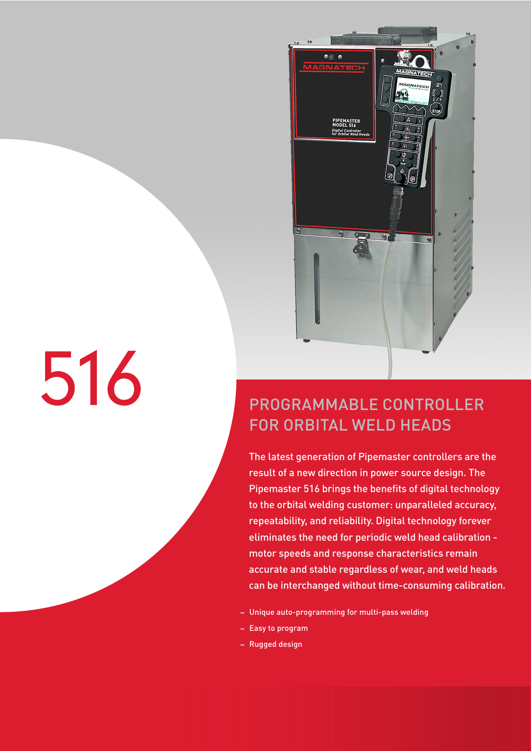# 516

## PROGRAMMABLE CONTROLLER FOR ORBITAL WELD HEADS

The latest generation of Pipemaster controllers are the result of a new direction in power source design. The Pipemaster 516 brings the benefits of digital technology to the orbital welding customer: unparalleled accuracy, repeatability, and reliability. Digital technology forever eliminates the need for periodic weld head calibration - motor speeds and response characteristics remain accurate and stable regardless of wear, and weld heads can be interchanged without time-consuming calibration.

- Unique auto-programming for multi-pass welding
- Easy to program
- Rugged design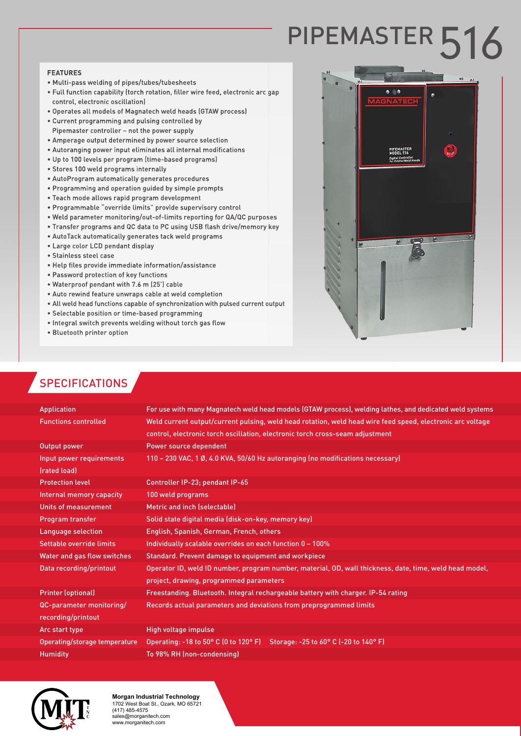# PIPEMASTER 516

## FEATURES

- Multi-pass welding of pipes/tubes/tubesheets
- Full function capability (torch rotation, filler wire feed, electronic arc gap control, electronic oscillation)
- Operates all models of Magnatech weld heads (GTAW process)
- Current programming and pulsing controlled by Pipemaster controller – not the power supply
- Amperage output determined by power source selection
- Autoranging power input eliminates all internal modifications
- Up to 100 levels per program (time-based programs)
- Stores 100 weld programs internally
- AutoProgram automatically generates procedures
- Programming and operation guided by simple prompts
- Teach mode allows rapid program development
- Programmable "override limits" provide supervisory control
- Weld parameter monitoring/out-of-limits reporting for QA/QC purposes
- Transfer programs and QC data to PC using USB flash drive/memory key
- AutoTack automatically generates tack weld programs
- Large color LCD pendant display
- Stainless steel case
- Help files provide immediate information/assistance
- Password protection of key functions
- Waterproof pendant with 7.6 m (25') cable
- Auto rewind feature unwraps cable at weld completion
- All weld head functions capable of synchronization with pulsed current output
- Selectable position or time-based programming
- Integral switch prevents welding without torch gas flow
- Bluetooth printer option

## SPECIFICATIONS

| | |
|---|---|
| Application | For use with many Magnatech weld head models (GTAW process), welding lathes, and dedicated weld systems |
| Functions controlled | Weld current output/current pulsing, weld head rotation, weld head wire feed speed, electronic arc voltage control, electronic torch oscillation, electronic torch cross-seam adjustment |
| Output power | Power source dependent |
| Input power requirements (rated load) | 110 – 230 VAC, 1 Ø, 4.0 KVA, 50/60 Hz autoranging (no modifications necessary) |
| Protection level | Controller IP-23; pendant IP-65 |
| Internal memory capacity | 100 weld programs |
| Units of measurement | Metric and inch (selectable) |
| Program transfer | Solid state digital media (disk-on-key, memory key) |
| Language selection | English, Spanish, German, French, others |
| Settable override limits | Individually scalable overrides on each function 0 – 100% |
| Water and gas flow switches | Standard. Prevent damage to equipment and workpiece |
| Data recording/printout | Operator ID, weld ID number, program number, material, OD, wall thickness, date, time, weld head model, project, drawing, programmed parameters |
| Printer (optional) | Freestanding. Bluetooth. Integral rechargeable battery with charger. IP-54 rating |
| QC-parameter monitoring/recording/printout | Records actual parameters and deviations from preprogrammed limits |
| Arc start type | High voltage impulse |
| Operating/storage temperature | Operating: -18 to 50° C (0 to 120° F) Storage: -25 to 60° C (-20 to 140° F) |
| Humidity | To 98% RH (non-condensing) |

**Morgan Industrial Technology**
1702 West Boat St., Ozark, MO 65721
(417) 485-4575
sales@morganitech.com
www.morganitech.com